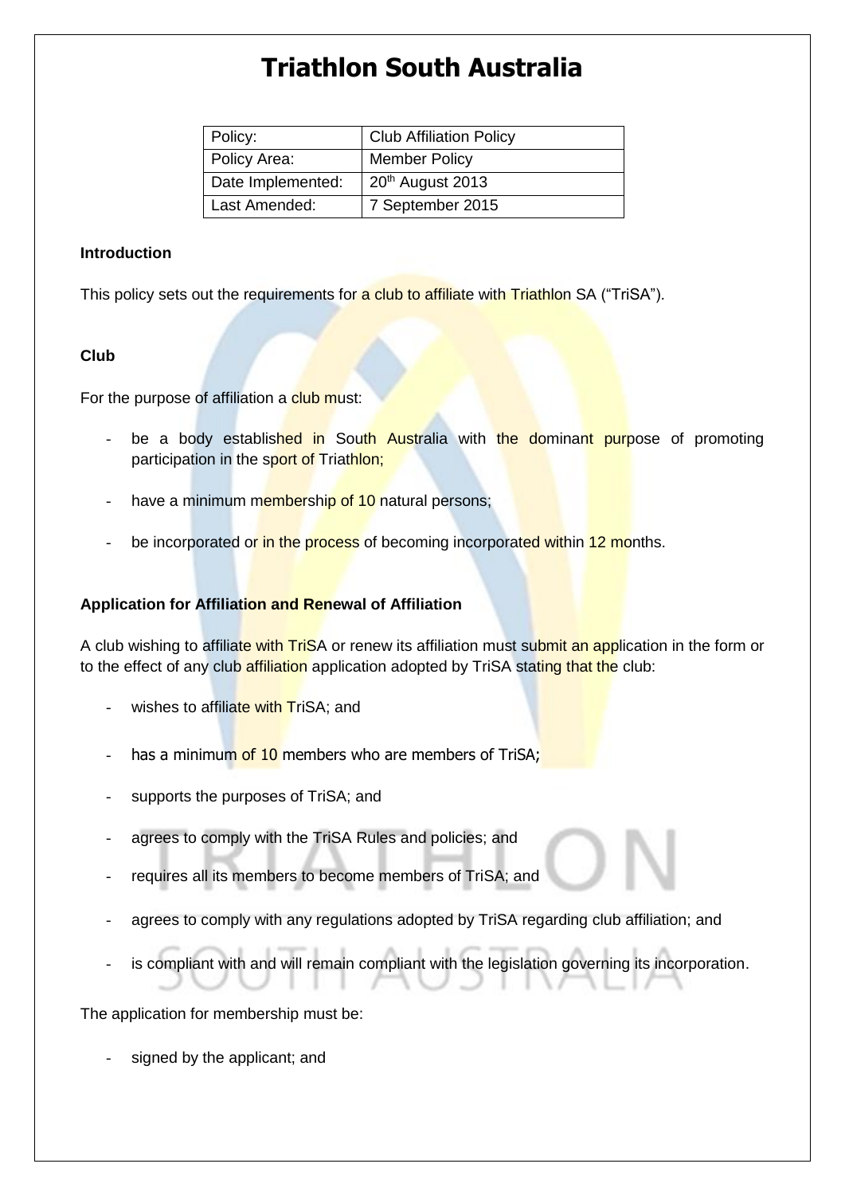# Triathlon South Australia

| Policy: | Club Affiliation Policy |
|---|---|
| Policy Area: | Member Policy |
| Date Implemented: | 20th August 2013 |
| Last Amended: | 7 September 2015 |

**Introduction**

This policy sets out the requirements for a club to affiliate with Triathlon SA ("TriSA").

**Club**

For the purpose of affiliation a club must:

- be a body established in South Australia with the dominant purpose of promoting participation in the sport of Triathlon;
- have a minimum membership of 10 natural persons;
- be incorporated or in the process of becoming incorporated within 12 months.

**Application for Affiliation and Renewal of Affiliation**

A club wishing to affiliate with TriSA or renew its affiliation must submit an application in the form or to the effect of any club affiliation application adopted by TriSA stating that the club:

- wishes to affiliate with TriSA; and
- has a minimum of 10 members who are members of TriSA;
- supports the purposes of TriSA; and
- agrees to comply with the TriSA Rules and policies; and
- requires all its members to become members of TriSA; and
- agrees to comply with any regulations adopted by TriSA regarding club affiliation; and
- is compliant with and will remain compliant with the legislation governing its incorporation.

The application for membership must be:

- signed by the applicant; and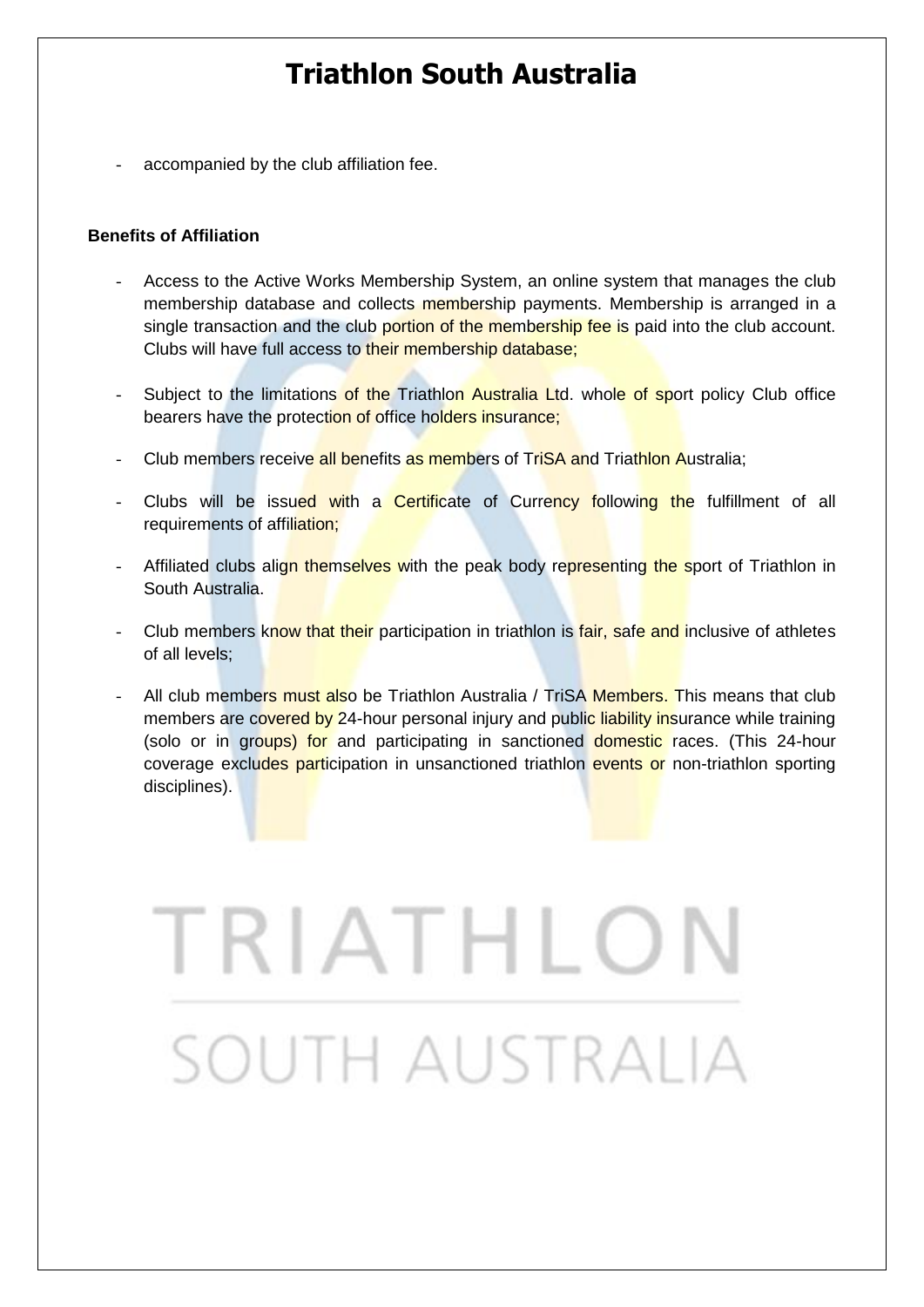- accompanied by the club affiliation fee.

**Benefits of Affiliation**

- Access to the Active Works Membership System, an online system that manages the club membership database and collects membership payments. Membership is arranged in a single transaction and the club portion of the membership fee is paid into the club account. Clubs will have full access to their membership database;

- Subject to the limitations of the Triathlon Australia Ltd. whole of sport policy Club office bearers have the protection of office holders insurance;

- Club members receive all benefits as members of TriSA and Triathlon Australia;

- Clubs will be issued with a Certificate of Currency following the fulfillment of all requirements of affiliation;

- Affiliated clubs align themselves with the peak body representing the sport of Triathlon in South Australia.

- Club members know that their participation in triathlon is fair, safe and inclusive of athletes of all levels;

- All club members must also be Triathlon Australia / TriSA Members. This means that club members are covered by 24-hour personal injury and public liability insurance while training (solo or in groups) for and participating in sanctioned domestic races. (This 24-hour coverage excludes participation in unsanctioned triathlon events or non-triathlon sporting disciplines).